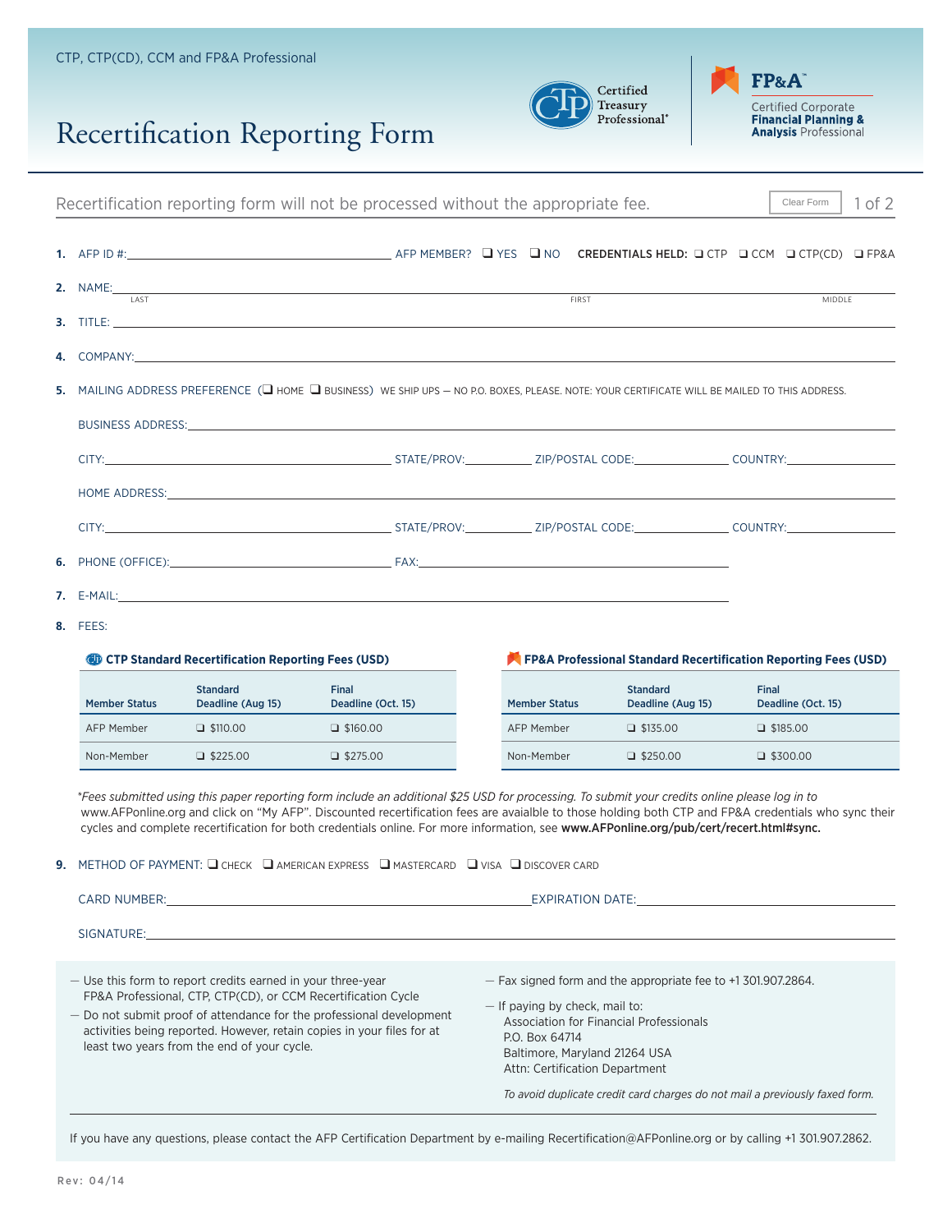CTP, CTP(CD), CCM and FP&A Professional

# Recertification Reporting Form

Certified Treasury Professional®

FP&A™ Certified Corporate **Financial Planning & Analysis** Professional

Recertification reporting form will not be processed without the appropriate fee.

Clear Form

1. AFP ID #:______________ AFP MEMBER? ❑ YES ❑ NO **CREDENTIALS HELD:** ❑ CTP ❑ CCM ❑ CTP(CD) ❑ FP&A

2. NAME:______________ LAST ______________ FIRST ______________ MIDDLE

3. TITLE:______________

4. COMPANY:______________

5. MAILING ADDRESS PREFERENCE (❑ HOME ❑ BUSINESS) WE SHIP UPS — NO P.O. BOXES, PLEASE. NOTE: YOUR CERTIFICATE WILL BE MAILED TO THIS ADDRESS.

   BUSINESS ADDRESS:______________

   CITY:______________ STATE/PROV:______________ ZIP/POSTAL CODE:______________ COUNTRY:______________

   HOME ADDRESS:______________

   CITY:______________ STATE/PROV:______________ ZIP/POSTAL CODE:______________ COUNTRY:______________

6. PHONE (OFFICE):______________ FAX:______________

7. E-MAIL:______________

8. FEES:

**CTP Standard Recertification Reporting Fees (USD)**

| Member Status | Standard Deadline (Aug 15) | Final Deadline (Oct. 15) |
|---|---|---|
| AFP Member | ❑ $110.00 | ❑ $160.00 |
| Non-Member | ❑ $225.00 | ❑ $275.00 |

**FP&A Professional Standard Recertification Reporting Fees (USD)**

| Member Status | Standard Deadline (Aug 15) | Final Deadline (Oct. 15) |
|---|---|---|
| AFP Member | ❑ $135.00 | ❑ $185.00 |
| Non-Member | ❑ $250.00 | ❑ $300.00 |

*\*Fees submitted using this paper reporting form include an additional $25 USD for processing. To submit your credits online please log in to* www.AFPonline.org and click on "My AFP". Discounted recertification fees are avaialble to those holding both CTP and FP&A credentials who sync their cycles and complete recertification for both credentials online. For more information, see **www.AFPonline.org/pub/cert/recert.html#sync.**

9. METHOD OF PAYMENT: ❑ CHECK ❑ AMERICAN EXPRESS ❑ MASTERCARD ❑ VISA ❑ DISCOVER CARD

   CARD NUMBER:______________ EXPIRATION DATE:______________

   SIGNATURE:______________

— Use this form to report credits earned in your three-year FP&A Professional, CTP, CTP(CD), or CCM Recertification Cycle

— Do not submit proof of attendance for the professional development activities being reported. However, retain copies in your files for at least two years from the end of your cycle.

— Fax signed form and the appropriate fee to +1 301.907.2864.

— If paying by check, mail to:
  Association for Financial Professionals
  P.O. Box 64714
  Baltimore, Maryland 21264 USA
  Attn: Certification Department

*To avoid duplicate credit card charges do not mail a previously faxed form.*

If you have any questions, please contact the AFP Certification Department by e-mailing Recertification@AFPonline.org or by calling +1 301.907.2862.

Rev: 04/14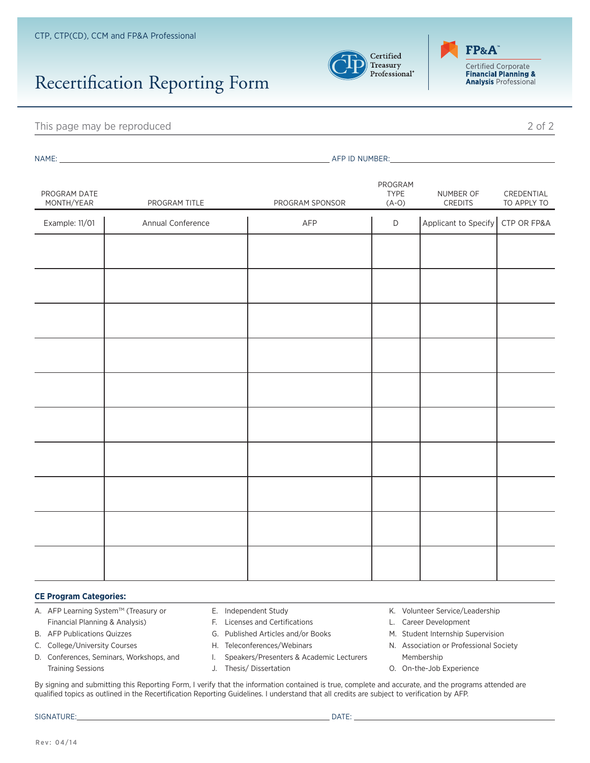CTP, CTP(CD), CCM and FP&A Professional

# Recertification Reporting Form

Certified Treasury Professional®

FP&A™ Certified Corporate **Financial Planning & Analysis** Professional

This page may be reproduced

NAME: ______________________ AFP ID NUMBER: ______________________

| PROGRAM DATE MONTH/YEAR | PROGRAM TITLE | PROGRAM SPONSOR | PROGRAM TYPE (A-O) | NUMBER OF CREDITS | CREDENTIAL TO APPLY TO |
|---|---|---|---|---|---|
| Example: 11/01 | Annual Conference | AFP | D | Applicant to Specify | CTP OR FP&A |
| | | | | | |
| | | | | | |
| | | | | | |
| | | | | | |
| | | | | | |
| | | | | | |
| | | | | | |
| | | | | | |
| | | | | | |
| | | | | | |

**CE Program Categories:**

A. AFP Learning System™ (Treasury or Financial Planning & Analysis)
B. AFP Publications Quizzes
C. College/University Courses
D. Conferences, Seminars, Workshops, and Training Sessions
E. Independent Study
F. Licenses and Certifications
G. Published Articles and/or Books
H. Teleconferences/Webinars
I. Speakers/Presenters & Academic Lecturers
J. Thesis/ Dissertation
K. Volunteer Service/Leadership
L. Career Development
M. Student Internship Supervision
N. Association or Professional Society Membership
O. On-the-Job Experience

By signing and submitting this Reporting Form, I verify that the information contained is true, complete and accurate, and the programs attended are qualified topics as outlined in the Recertification Reporting Guidelines. I understand that all credits are subject to verification by AFP.

SIGNATURE: ______________________ DATE: ______________________

Rev: 04/14